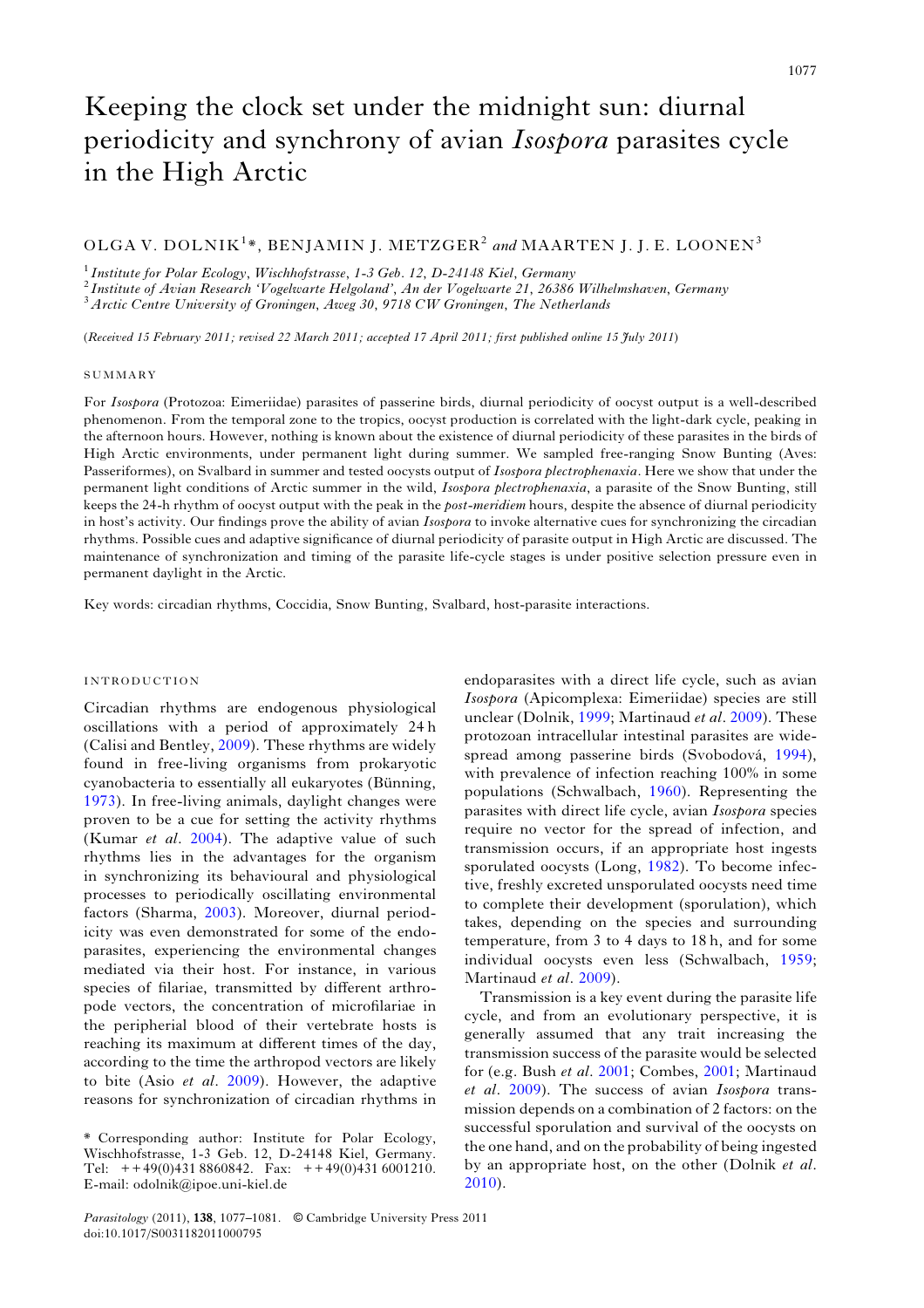# Keeping the clock set under the midnight sun: diurnal periodicity and synchrony of avian *Isospora* parasites cycle in the High Arctic

OLGA V. DOLNIK[1]*, BENJAMIN J. METZGER[2] *and* MAARTEN J. J. E. LOONEN[3]

[1] *Institute for Polar Ecology, Wischhofstrasse, 1-3 Geb. 12, D-24148 Kiel, Germany*
[2] *Institute of Avian Research 'Vogelwarte Helgoland', An der Vogelwarte 21, 26386 Wilhelmshaven, Germany*
[3] *Arctic Centre University of Groningen, Aweg 30, 9718 CW Groningen, The Netherlands*

(*Received 15 February 2011; revised 22 March 2011; accepted 17 April 2011; first published online 15 July 2011*)

## SUMMARY

For *Isospora* (Protozoa: Eimeriidae) parasites of passerine birds, diurnal periodicity of oocyst output is a well-described phenomenon. From the temporal zone to the tropics, oocyst production is correlated with the light-dark cycle, peaking in the afternoon hours. However, nothing is known about the existence of diurnal periodicity of these parasites in the birds of High Arctic environments, under permanent light during summer. We sampled free-ranging Snow Bunting (Aves: Passeriformes), on Svalbard in summer and tested oocysts output of *Isospora plectrophenaxia*. Here we show that under the permanent light conditions of Arctic summer in the wild, *Isospora plectrophenaxia*, a parasite of the Snow Bunting, still keeps the 24-h rhythm of oocyst output with the peak in the *post-meridiem* hours, despite the absence of diurnal periodicity in host's activity. Our findings prove the ability of avian *Isospora* to invoke alternative cues for synchronizing the circadian rhythms. Possible cues and adaptive significance of diurnal periodicity of parasite output in High Arctic are discussed. The maintenance of synchronization and timing of the parasite life-cycle stages is under positive selection pressure even in permanent daylight in the Arctic.

Key words: circadian rhythms, Coccidia, Snow Bunting, Svalbard, host-parasite interactions.

## INTRODUCTION

Circadian rhythms are endogenous physiological oscillations with a period of approximately 24 h (Calisi and Bentley, 2009). These rhythms are widely found in free-living organisms from prokaryotic cyanobacteria to essentially all eukaryotes (Bünning, 1973). In free-living animals, daylight changes were proven to be a cue for setting the activity rhythms (Kumar *et al*. 2004). The adaptive value of such rhythms lies in the advantages for the organism in synchronizing its behavioural and physiological processes to periodically oscillating environmental factors (Sharma, 2003). Moreover, diurnal periodicity was even demonstrated for some of the endoparasites, experiencing the environmental changes mediated via their host. For instance, in various species of filariae, transmitted by different arthropode vectors, the concentration of microfilariae in the peripherial blood of their vertebrate hosts is reaching its maximum at different times of the day, according to the time the arthropod vectors are likely to bite (Asio *et al*. 2009). However, the adaptive reasons for synchronization of circadian rhythms in endoparasites with a direct life cycle, such as avian *Isospora* (Apicomplexa: Eimeriidae) species are still unclear (Dolnik, 1999; Martinaud *et al*. 2009). These protozoan intracellular intestinal parasites are widespread among passerine birds (Svobodová, 1994), with prevalence of infection reaching 100% in some populations (Schwalbach, 1960). Representing the parasites with direct life cycle, avian *Isospora* species require no vector for the spread of infection, and transmission occurs, if an appropriate host ingests sporulated oocysts (Long, 1982). To become infective, freshly excreted unsporulated oocysts need time to complete their development (sporulation), which takes, depending on the species and surrounding temperature, from 3 to 4 days to 18 h, and for some individual oocysts even less (Schwalbach, 1959; Martinaud *et al*. 2009).

Transmission is a key event during the parasite life cycle, and from an evolutionary perspective, it is generally assumed that any trait increasing the transmission success of the parasite would be selected for (e.g. Bush *et al*. 2001; Combes, 2001; Martinaud *et al*. 2009). The success of avian *Isospora* transmission depends on a combination of 2 factors: on the successful sporulation and survival of the oocysts on the one hand, and on the probability of being ingested by an appropriate host, on the other (Dolnik *et al*. 2010).

* Corresponding author: Institute for Polar Ecology, Wischhofstrasse, 1-3 Geb. 12, D-24148 Kiel, Germany. Tel: ++49(0)431 8860842. Fax: ++49(0)431 6001210. E-mail: odolnik@ipoe.uni-kiel.de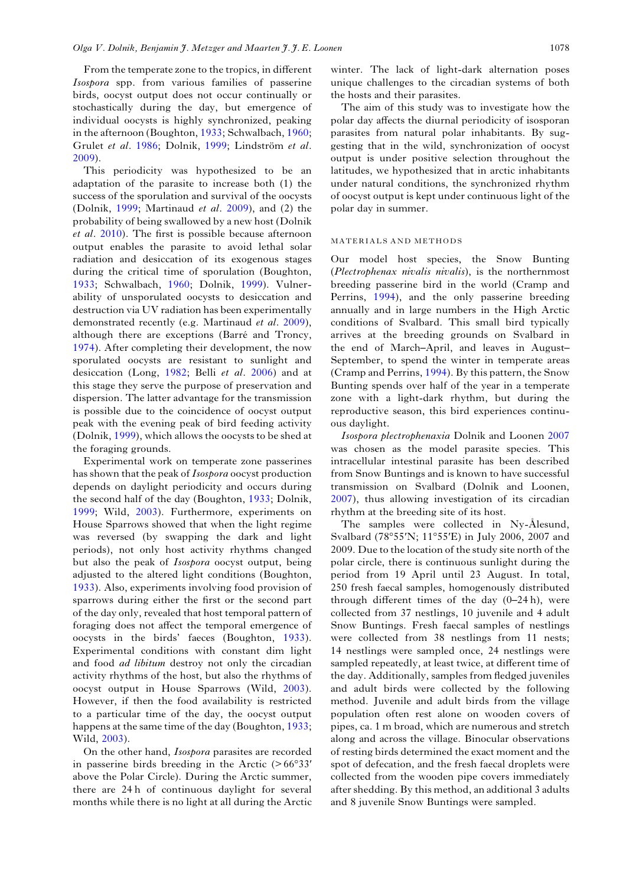From the temperate zone to the tropics, in different *Isospora* spp. from various families of passerine birds, oocyst output does not occur continually or stochastically during the day, but emergence of individual oocysts is highly synchronized, peaking in the afternoon (Boughton, 1933; Schwalbach, 1960; Grulet *et al*. 1986; Dolnik, 1999; Lindström *et al*. 2009).

This periodicity was hypothesized to be an adaptation of the parasite to increase both (1) the success of the sporulation and survival of the oocysts (Dolnik, 1999; Martinaud *et al*. 2009), and (2) the probability of being swallowed by a new host (Dolnik *et al*. 2010). The first is possible because afternoon output enables the parasite to avoid lethal solar radiation and desiccation of its exogenous stages during the critical time of sporulation (Boughton, 1933; Schwalbach, 1960; Dolnik, 1999). Vulnerability of unsporulated oocysts to desiccation and destruction via UV radiation has been experimentally demonstrated recently (e.g. Martinaud *et al*. 2009), although there are exceptions (Barré and Troncy, 1974). After completing their development, the now sporulated oocysts are resistant to sunlight and desiccation (Long, 1982; Belli *et al*. 2006) and at this stage they serve the purpose of preservation and dispersion. The latter advantage for the transmission is possible due to the coincidence of oocyst output peak with the evening peak of bird feeding activity (Dolnik, 1999), which allows the oocysts to be shed at the foraging grounds.

Experimental work on temperate zone passerines has shown that the peak of *Isospora* oocyst production depends on daylight periodicity and occurs during the second half of the day (Boughton, 1933; Dolnik, 1999; Wild, 2003). Furthermore, experiments on House Sparrows showed that when the light regime was reversed (by swapping the dark and light periods), not only host activity rhythms changed but also the peak of *Isospora* oocyst output, being adjusted to the altered light conditions (Boughton, 1933). Also, experiments involving food provision of sparrows during either the first or the second part of the day only, revealed that host temporal pattern of foraging does not affect the temporal emergence of oocysts in the birds' faeces (Boughton, 1933). Experimental conditions with constant dim light and food *ad libitum* destroy not only the circadian activity rhythms of the host, but also the rhythms of oocyst output in House Sparrows (Wild, 2003). However, if then the food availability is restricted to a particular time of the day, the oocyst output happens at the same time of the day (Boughton, 1933; Wild, 2003).

On the other hand, *Isospora* parasites are recorded in passerine birds breeding in the Arctic (>66°33′ above the Polar Circle). During the Arctic summer, there are 24 h of continuous daylight for several months while there is no light at all during the Arctic winter. The lack of light-dark alternation poses unique challenges to the circadian systems of both the hosts and their parasites.

The aim of this study was to investigate how the polar day affects the diurnal periodicity of isosporan parasites from natural polar inhabitants. By suggesting that in the wild, synchronization of oocyst output is under positive selection throughout the latitudes, we hypothesized that in arctic inhabitants under natural conditions, the synchronized rhythm of oocyst output is kept under continuous light of the polar day in summer.

## MATERIALS AND METHODS

Our model host species, the Snow Bunting (*Plectrophenax nivalis nivalis*), is the northernmost breeding passerine bird in the world (Cramp and Perrins, 1994), and the only passerine breeding annually and in large numbers in the High Arctic conditions of Svalbard. This small bird typically arrives at the breeding grounds on Svalbard in the end of March–April, and leaves in August–September, to spend the winter in temperate areas (Cramp and Perrins, 1994). By this pattern, the Snow Bunting spends over half of the year in a temperate zone with a light-dark rhythm, but during the reproductive season, this bird experiences continuous daylight.

*Isospora plectrophenaxia* Dolnik and Loonen 2007 was chosen as the model parasite species. This intracellular intestinal parasite has been described from Snow Buntings and is known to have successful transmission on Svalbard (Dolnik and Loonen, 2007), thus allowing investigation of its circadian rhythm at the breeding site of its host.

The samples were collected in Ny-Ålesund, Svalbard (78°55′N; 11°55′E) in July 2006, 2007 and 2009. Due to the location of the study site north of the polar circle, there is continuous sunlight during the period from 19 April until 23 August. In total, 250 fresh faecal samples, homogenously distributed through different times of the day (0–24 h), were collected from 37 nestlings, 10 juvenile and 4 adult Snow Buntings. Fresh faecal samples of nestlings were collected from 38 nestlings from 11 nests; 14 nestlings were sampled once, 24 nestlings were sampled repeatedly, at least twice, at different time of the day. Additionally, samples from fledged juveniles and adult birds were collected by the following method. Juvenile and adult birds from the village population often rest alone on wooden covers of pipes, ca. 1 m broad, which are numerous and stretch along and across the village. Binocular observations of resting birds determined the exact moment and the spot of defecation, and the fresh faecal droplets were collected from the wooden pipe covers immediately after shedding. By this method, an additional 3 adults and 8 juvenile Snow Buntings were sampled.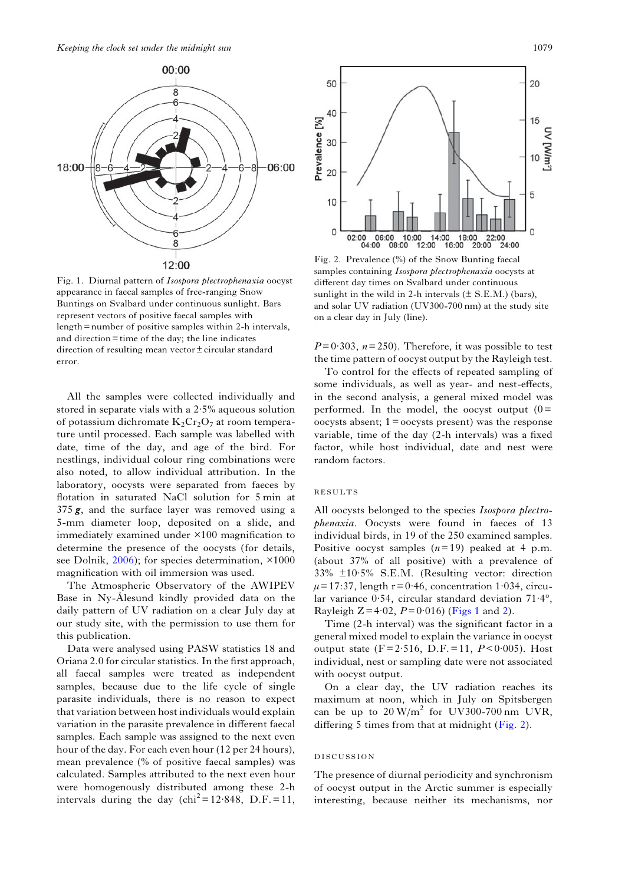Fig. 1. Diurnal pattern of *Isospora plectrophenaxia* oocyst appearance in faecal samples of free-ranging Snow Buntings on Svalbard under continuous sunlight. Bars represent vectors of positive faecal samples with length = number of positive samples within 2-h intervals, and direction = time of the day; the line indicates direction of resulting mean vector ± circular standard error.

Fig. 2. Prevalence (%) of the Snow Bunting faecal samples containing *Isospora plectrophenaxia* oocysts at different day times on Svalbard under continuous sunlight in the wild in 2-h intervals (± S.E.M.) (bars), and solar UV radiation (UV300-700 nm) at the study site on a clear day in July (line).

All the samples were collected individually and stored in separate vials with a 2·5% aqueous solution of potassium dichromate $K_2Cr_2O_7$ at room temperature until processed. Each sample was labelled with date, time of the day, and age of the bird. For nestlings, individual colour ring combinations were also noted, to allow individual attribution. In the laboratory, oocysts were separated from faeces by flotation in saturated NaCl solution for 5 min at 375 ***g***, and the surface layer was removed using a 5-mm diameter loop, deposited on a slide, and immediately examined under ×100 magnification to determine the presence of the oocysts (for details, see Dolnik, 2006); for species determination, ×1000 magnification with oil immersion was used.

The Atmospheric Observatory of the AWIPEV Base in Ny-Ålesund kindly provided data on the daily pattern of UV radiation on a clear July day at our study site, with the permission to use them for this publication.

Data were analysed using PASW statistics 18 and Oriana 2.0 for circular statistics. In the first approach, all faecal samples were treated as independent samples, because due to the life cycle of single parasite individuals, there is no reason to expect that variation between host individuals would explain variation in the parasite prevalence in different faecal samples. Each sample was assigned to the next even hour of the day. For each even hour (12 per 24 hours), mean prevalence (% of positive faecal samples) was calculated. Samples attributed to the next even hour were homogenously distributed among these 2-h intervals during the day ($chi^2 = 12·848$, D.F. = 11, $P = 0·303$, $n = 250$). Therefore, it was possible to test the time pattern of oocyst output by the Rayleigh test.

To control for the effects of repeated sampling of some individuals, as well as year- and nest-effects, in the second analysis, a general mixed model was performed. In the model, the oocyst output (0 = oocysts absent; 1 = oocysts present) was the response variable, time of the day (2-h intervals) was a fixed factor, while host individual, date and nest were random factors.

## RESULTS

All oocysts belonged to the species *Isospora plectrophenaxia*. Oocysts were found in faeces of 13 individual birds, in 19 of the 250 examined samples. Positive oocyst samples ($n = 19$) peaked at 4 p.m. (about 37% of all positive) with a prevalence of 33% ±10·5% S.E.M. (Resulting vector: direction $\mu = 17{:}37$, length $r = 0·46$, concentration 1·034, circular variance 0·54, circular standard deviation 71·4°, Rayleigh $Z = 4·02$, $P = 0·016$) (Figs 1 and 2).

Time (2-h interval) was the significant factor in a general mixed model to explain the variance in oocyst output state ($F = 2·516$, D.F. = 11, $P < 0·005$). Host individual, nest or sampling date were not associated with oocyst output.

On a clear day, the UV radiation reaches its maximum at noon, which in July on Spitsbergen can be up to 20 $W/m^2$ for UV300-700 nm UVR, differing 5 times from that at midnight (Fig. 2).

## DISCUSSION

The presence of diurnal periodicity and synchronism of oocyst output in the Arctic summer is especially interesting, because neither its mechanisms, nor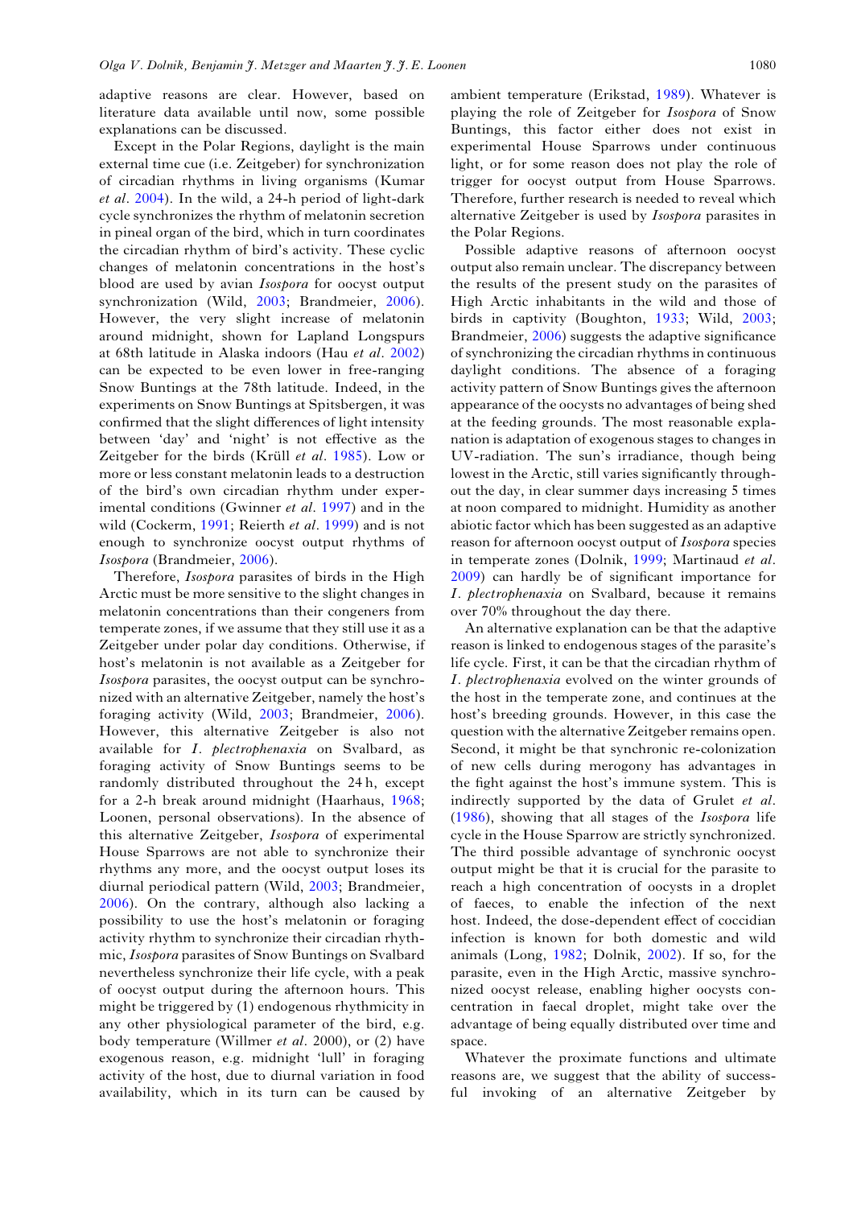adaptive reasons are clear. However, based on literature data available until now, some possible explanations can be discussed.

Except in the Polar Regions, daylight is the main external time cue (i.e. Zeitgeber) for synchronization of circadian rhythms in living organisms (Kumar *et al*. 2004). In the wild, a 24-h period of light-dark cycle synchronizes the rhythm of melatonin secretion in pineal organ of the bird, which in turn coordinates the circadian rhythm of bird's activity. These cyclic changes of melatonin concentrations in the host's blood are used by avian *Isospora* for oocyst output synchronization (Wild, 2003; Brandmeier, 2006). However, the very slight increase of melatonin around midnight, shown for Lapland Longspurs at 68th latitude in Alaska indoors (Hau *et al*. 2002) can be expected to be even lower in free-ranging Snow Buntings at the 78th latitude. Indeed, in the experiments on Snow Buntings at Spitsbergen, it was confirmed that the slight differences of light intensity between 'day' and 'night' is not effective as the Zeitgeber for the birds (Krüll *et al*. 1985). Low or more or less constant melatonin leads to a destruction of the bird's own circadian rhythm under experimental conditions (Gwinner *et al*. 1997) and in the wild (Cockerm, 1991; Reierth *et al*. 1999) and is not enough to synchronize oocyst output rhythms of *Isospora* (Brandmeier, 2006).

Therefore, *Isospora* parasites of birds in the High Arctic must be more sensitive to the slight changes in melatonin concentrations than their congeners from temperate zones, if we assume that they still use it as a Zeitgeber under polar day conditions. Otherwise, if host's melatonin is not available as a Zeitgeber for *Isospora* parasites, the oocyst output can be synchronized with an alternative Zeitgeber, namely the host's foraging activity (Wild, 2003; Brandmeier, 2006). However, this alternative Zeitgeber is also not available for *I. plectrophenaxia* on Svalbard, as foraging activity of Snow Buntings seems to be randomly distributed throughout the 24 h, except for a 2-h break around midnight (Haarhaus, 1968; Loonen, personal observations). In the absence of this alternative Zeitgeber, *Isospora* of experimental House Sparrows are not able to synchronize their rhythms any more, and the oocyst output loses its diurnal periodical pattern (Wild, 2003; Brandmeier, 2006). On the contrary, although also lacking a possibility to use the host's melatonin or foraging activity rhythm to synchronize their circadian rhythmic, *Isospora* parasites of Snow Buntings on Svalbard nevertheless synchronize their life cycle, with a peak of oocyst output during the afternoon hours. This might be triggered by (1) endogenous rhythmicity in any other physiological parameter of the bird, e.g. body temperature (Willmer *et al*. 2000), or (2) have exogenous reason, e.g. midnight 'lull' in foraging activity of the host, due to diurnal variation in food availability, which in its turn can be caused by ambient temperature (Erikstad, 1989). Whatever is playing the role of Zeitgeber for *Isospora* of Snow Buntings, this factor either does not exist in experimental House Sparrows under continuous light, or for some reason does not play the role of trigger for oocyst output from House Sparrows. Therefore, further research is needed to reveal which alternative Zeitgeber is used by *Isospora* parasites in the Polar Regions.

Possible adaptive reasons of afternoon oocyst output also remain unclear. The discrepancy between the results of the present study on the parasites of High Arctic inhabitants in the wild and those of birds in captivity (Boughton, 1933; Wild, 2003; Brandmeier, 2006) suggests the adaptive significance of synchronizing the circadian rhythms in continuous daylight conditions. The absence of a foraging activity pattern of Snow Buntings gives the afternoon appearance of the oocysts no advantages of being shed at the feeding grounds. The most reasonable explanation is adaptation of exogenous stages to changes in UV-radiation. The sun's irradiance, though being lowest in the Arctic, still varies significantly throughout the day, in clear summer days increasing 5 times at noon compared to midnight. Humidity as another abiotic factor which has been suggested as an adaptive reason for afternoon oocyst output of *Isospora* species in temperate zones (Dolnik, 1999; Martinaud *et al*. 2009) can hardly be of significant importance for *I. plectrophenaxia* on Svalbard, because it remains over 70% throughout the day there.

An alternative explanation can be that the adaptive reason is linked to endogenous stages of the parasite's life cycle. First, it can be that the circadian rhythm of *I. plectrophenaxia* evolved on the winter grounds of the host in the temperate zone, and continues at the host's breeding grounds. However, in this case the question with the alternative Zeitgeber remains open. Second, it might be that synchronic re-colonization of new cells during merogony has advantages in the fight against the host's immune system. This is indirectly supported by the data of Grulet *et al*. (1986), showing that all stages of the *Isospora* life cycle in the House Sparrow are strictly synchronized. The third possible advantage of synchronic oocyst output might be that it is crucial for the parasite to reach a high concentration of oocysts in a droplet of faeces, to enable the infection of the next host. Indeed, the dose-dependent effect of coccidian infection is known for both domestic and wild animals (Long, 1982; Dolnik, 2002). If so, for the parasite, even in the High Arctic, massive synchronized oocyst release, enabling higher oocysts concentration in faecal droplet, might take over the advantage of being equally distributed over time and space.

Whatever the proximate functions and ultimate reasons are, we suggest that the ability of successful invoking of an alternative Zeitgeber by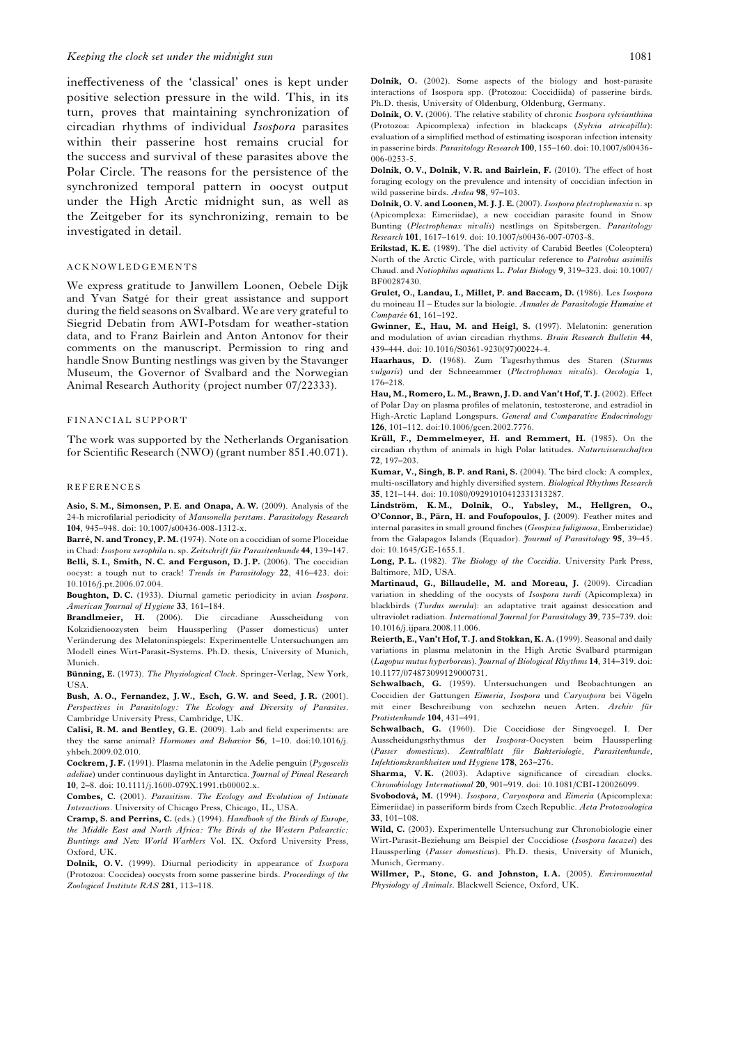ineffectiveness of the 'classical' ones is kept under positive selection pressure in the wild. This, in its turn, proves that maintaining synchronization of circadian rhythms of individual *Isospora* parasites within their passerine host remains crucial for the success and survival of these parasites above the Polar Circle. The reasons for the persistence of the synchronized temporal pattern in oocyst output under the High Arctic midnight sun, as well as the Zeitgeber for its synchronizing, remain to be investigated in detail.

## ACKNOWLEDGEMENTS

We express gratitude to Janwillem Loonen, Oebele Dijk and Yvan Satgé for their great assistance and support during the field seasons on Svalbard. We are very grateful to Siegrid Debatin from AWI-Potsdam for weather-station data, and to Franz Bairlein and Anton Antonov for their comments on the manuscript. Permission to ring and handle Snow Bunting nestlings was given by the Stavanger Museum, the Governor of Svalbard and the Norwegian Animal Research Authority (project number 07/22333).

## FINANCIAL SUPPORT

The work was supported by the Netherlands Organisation for Scientific Research (NWO) (grant number 851.40.071).

## REFERENCES

**Asio, S. M., Simonsen, P. E. and Onapa, A. W.** (2009). Analysis of the 24-h microfilarial periodicity of *Mansonella perstans*. *Parasitology Research* **104**, 945–948. doi: 10.1007/s00436-008-1312-x.

**Barré, N. and Troncy, P. M.** (1974). Note on a coccidian of some Ploceidae in Chad: *Isospora xerophila* n. sp. *Zeitschrift für Parasitenkunde* **44**, 139–147.

**Belli, S. I., Smith, N. C. and Ferguson, D. J. P.** (2006). The coccidian oocyst: a tough nut to crack! *Trends in Parasitology* **22**, 416–423. doi: 10.1016/j.pt.2006.07.004.

**Boughton, D. C.** (1933). Diurnal gametic periodicity in avian *Isospora*. *American Journal of Hygiene* **33**, 161–184.

**Brandlmeier, H.** (2006). Die circadiane Ausscheidung von Kokzidienoozysten beim Haussperling (Passer domesticus) unter Veränderung des Melatoninspiegels: Experimentelle Untersuchungen am Modell eines Wirt-Parasit-Systems. Ph.D. thesis, University of Munich, Munich.

**Bünning, E.** (1973). *The Physiological Clock*. Springer-Verlag, New York, USA.

**Bush, A. O., Fernandez, J. W., Esch, G. W. and Seed, J. R.** (2001). *Perspectives in Parasitology: The Ecology and Diversity of Parasites*. Cambridge University Press, Cambridge, UK.

**Calisi, R. M. and Bentley, G. E.** (2009). Lab and field experiments: are they the same animal? *Hormones and Behavior* **56**, 1–10. doi:10.1016/j.yhbeh.2009.02.010.

**Cockrem, J. F.** (1991). Plasma melatonin in the Adelie penguin (*Pygoscelis adeliae*) under continuous daylight in Antarctica. *Journal of Pineal Research* **10**, 2–8. doi: 10.1111/j.1600-079X.1991.tb00002.x.

**Combes, C.** (2001). *Parasitism. The Ecology and Evolution of Intimate Interactions*. University of Chicago Press, Chicago, IL, USA.

**Cramp, S. and Perrins, C.** (eds.) (1994). *Handbook of the Birds of Europe, the Middle East and North Africa: The Birds of the Western Palearctic: Buntings and New World Warblers* Vol. IX. Oxford University Press, Oxford, UK.

**Dolnik, O. V.** (1999). Diurnal periodicity in appearance of *Isospora* (Protozoa: Coccidea) oocysts from some passerine birds. *Proceedings of the Zoological Institute RAS* **281**, 113–118.

**Dolnik, O.** (2002). Some aspects of the biology and host-parasite interactions of Isospora spp. (Protozoa: Coccidiida) of passerine birds. Ph.D. thesis, University of Oldenburg, Oldenburg, Germany.

**Dolnik, O. V.** (2006). The relative stability of chronic *Isospora sylvianthina* (Protozoa: Apicomplexa) infection in blackcaps (*Sylvia atricapilla*): evaluation of a simplified method of estimating isosporan infection intensity in passerine birds. *Parasitology Research* **100**, 155–160. doi: 10.1007/s00436-006-0253-5.

**Dolnik, O. V., Dolnik, V. R. and Bairlein, F.** (2010). The effect of host foraging ecology on the prevalence and intensity of coccidian infection in wild passerine birds. *Ardea* **98**, 97–103.

**Dolnik, O. V. and Loonen, M. J. J. E.** (2007). *Isospora plectrophenaxia* n. sp (Apicomplexa: Eimeriidae), a new coccidian parasite found in Snow Bunting (*Plectrophenax nivalis*) nestlings on Spitsbergen. *Parasitology Research* **101**, 1617–1619. doi: 10.1007/s00436-007-0703-8.

**Erikstad, K. E.** (1989). The diel activity of Carabid Beetles (Coleoptera) North of the Arctic Circle, with particular reference to *Patrobus assimilis* Chaud. and *Notiophilus aquaticus* L. *Polar Biology* **9**, 319–323. doi: 10.1007/BF00287430.

**Grulet, O., Landau, I., Millet, P. and Baccam, D.** (1986). Les *Isospora* du moineau II – Etudes sur la biologie. *Annales de Parasitologie Humaine et Comparée* **61**, 161–192.

**Gwinner, E., Hau, M. and Heigl, S.** (1997). Melatonin: generation and modulation of avian circadian rhythms. *Brain Research Bulletin* **44**, 439–444. doi: 10.1016/S0361-9230(97)00224-4.

**Haarhaus, D.** (1968). Zum Tagesrhythmus des Staren (*Sturnus vulgaris*) und der Schneeammer (*Plectrophenax nivalis*). *Oecologia* **1**, 176–218.

**Hau, M., Romero, L. M., Brawn, J. D. and Van't Hof, T. J.** (2002). Effect of Polar Day on plasma profiles of melatonin, testosterone, and estradiol in High-Arctic Lapland Longspurs. *General and Comparative Endocrinology* **126**, 101–112. doi:10.1006/gcen.2002.7776.

**Krüll, F., Demmelmeyer, H. and Remmert, H.** (1985). On the circadian rhythm of animals in high Polar latitudes. *Naturwissenschaften* **72**, 197–203.

**Kumar, V., Singh, B. P. and Rani, S.** (2004). The bird clock: A complex, multi-oscillatory and highly diversified system. *Biological Rhythms Research* **35**, 121–144. doi: 10.1080/09291010412331313287.

**Lindström, K. M., Dolnik, O., Yabsley, M., Hellgren, O., O'Connor, B., Pärn, H. and Foufopoulos, J.** (2009). Feather mites and internal parasites in small ground finches (*Geospiza fuliginosa*, Emberizidae) from the Galapagos Islands (Equador). *Journal of Parasitology* **95**, 39–45. doi: 10.1645/GE-1655.1.

**Long, P. L.** (1982). *The Biology of the Coccidia*. University Park Press, Baltimore, MD, USA.

**Martinaud, G., Billaudelle, M. and Moreau, J.** (2009). Circadian variation in shedding of the oocysts of *Isospora turdi* (Apicomplexa) in blackbirds (*Turdus merula*): an adaptative trait against desiccation and ultraviolet radiation. *International Journal for Parasitology* **39**, 735–739. doi: 10.1016/j.ijpara.2008.11.006.

**Reierth, E., Van't Hof, T. J. and Stokkan, K. A.** (1999). Seasonal and daily variations in plasma melatonin in the High Arctic Svalbard ptarmigan (*Lagopus mutus hyperboreus*). *Journal of Biological Rhythms* **14**, 314–319. doi: 10.1177/074873099129000731.

**Schwalbach, G.** (1959). Untersuchungen und Beobachtungen an Coccidien der Gattungen *Eimeria*, *Isospora* und *Caryospora* bei Vögeln mit einer Beschreibung von sechzehn neuen Arten. *Archiv für Protistenkunde* **104**, 431–491.

**Schwalbach, G.** (1960). Die Coccidiose der Singvoegel. I. Der Ausscheidungsrhythmus der *Isospora*-Oocysten beim Haussperling (*Passer domesticus*). *Zentralblatt für Bakteriologie, Parasitenkunde, Infektionskrankheiten und Hygiene* **178**, 263–276.

**Sharma, V. K.** (2003). Adaptive significance of circadian clocks. *Chronobiology International* **20**, 901–919. doi: 10.1081/CBI-120026099.

**Svobodová, M.** (1994). *Isospora*, *Caryospora* and *Eimeria* (Apicomplexa: Eimeriidae) in passeriform birds from Czech Republic. *Acta Protozoologica* **33**, 101–108.

**Wild, C.** (2003). Experimentelle Untersuchung zur Chronobiologie einer Wirt-Parasit-Beziehung am Beispiel der Coccidiose (*Isospora lacazei*) des Haussperling (*Passer domesticus*). Ph.D. thesis, University of Munich, Munich, Germany.

**Willmer, P., Stone, G. and Johnston, I. A.** (2005). *Environmental Physiology of Animals*. Blackwell Science, Oxford, UK.